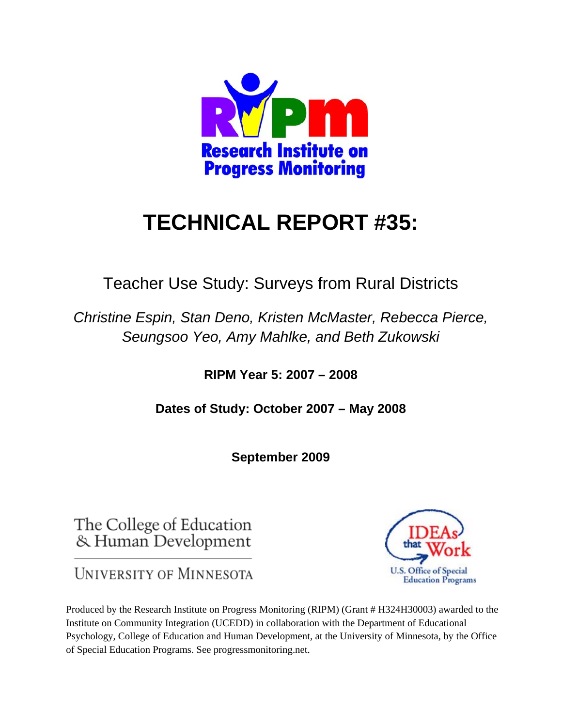Research Institute on Progress Monitoring

# TECHNICAL REPORT #35:

Teacher Use Study: Surveys from Rural Districts

*Christine Espin, Stan Deno, Kristen McMaster, Rebecca Pierce, Seungsoo Yeo, Amy Mahlke, and Beth Zukowski*

**RIPM Year 5: 2007 – 2008**

**Dates of Study: October 2007 – May 2008**

**September 2009**

The College of Education & Human Development

UNIVERSITY OF MINNESOTA

IDEAs that Work

U.S. Office of Special Education Programs

Produced by the Research Institute on Progress Monitoring (RIPM) (Grant # H324H30003) awarded to the Institute on Community Integration (UCEDD) in collaboration with the Department of Educational Psychology, College of Education and Human Development, at the University of Minnesota, by the Office of Special Education Programs. See progressmonitoring.net.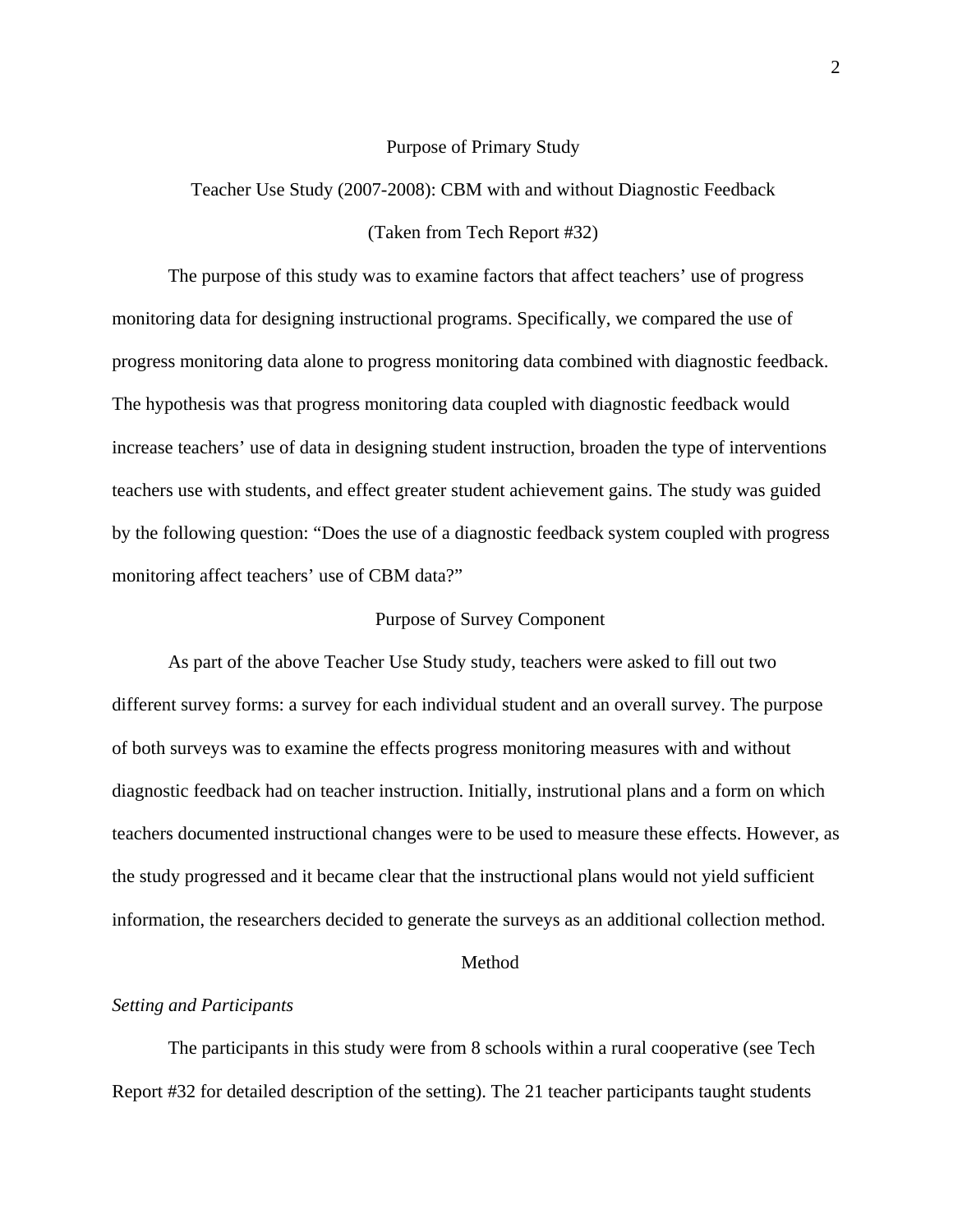## Purpose of Primary Study

### Teacher Use Study (2007-2008): CBM with and without Diagnostic Feedback

### (Taken from Tech Report #32)

The purpose of this study was to examine factors that affect teachers' use of progress monitoring data for designing instructional programs. Specifically, we compared the use of progress monitoring data alone to progress monitoring data combined with diagnostic feedback. The hypothesis was that progress monitoring data coupled with diagnostic feedback would increase teachers' use of data in designing student instruction, broaden the type of interventions teachers use with students, and effect greater student achievement gains. The study was guided by the following question: "Does the use of a diagnostic feedback system coupled with progress monitoring affect teachers' use of CBM data?"

## Purpose of Survey Component

As part of the above Teacher Use Study study, teachers were asked to fill out two different survey forms: a survey for each individual student and an overall survey. The purpose of both surveys was to examine the effects progress monitoring measures with and without diagnostic feedback had on teacher instruction. Initially, instrutional plans and a form on which teachers documented instructional changes were to be used to measure these effects. However, as the study progressed and it became clear that the instructional plans would not yield sufficient information, the researchers decided to generate the surveys as an additional collection method.

## Method

### *Setting and Participants*

The participants in this study were from 8 schools within a rural cooperative (see Tech Report #32 for detailed description of the setting). The 21 teacher participants taught students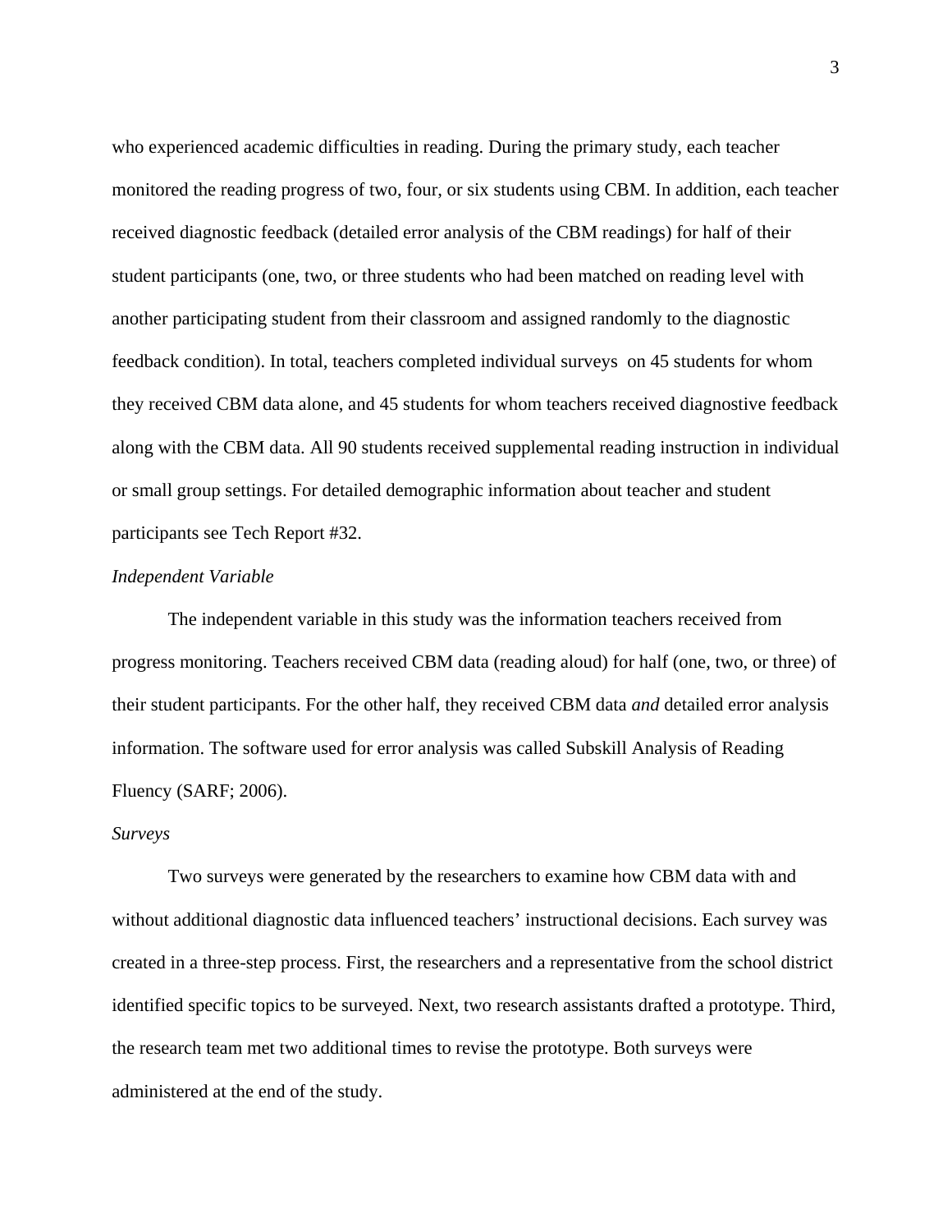who experienced academic difficulties in reading. During the primary study, each teacher monitored the reading progress of two, four, or six students using CBM. In addition, each teacher received diagnostic feedback (detailed error analysis of the CBM readings) for half of their student participants (one, two, or three students who had been matched on reading level with another participating student from their classroom and assigned randomly to the diagnostic feedback condition). In total, teachers completed individual surveys on 45 students for whom they received CBM data alone, and 45 students for whom teachers received diagnostive feedback along with the CBM data. All 90 students received supplemental reading instruction in individual or small group settings. For detailed demographic information about teacher and student participants see Tech Report #32.

### *Independent Variable*

The independent variable in this study was the information teachers received from progress monitoring. Teachers received CBM data (reading aloud) for half (one, two, or three) of their student participants. For the other half, they received CBM data *and* detailed error analysis information. The software used for error analysis was called Subskill Analysis of Reading Fluency (SARF; 2006).

### *Surveys*

Two surveys were generated by the researchers to examine how CBM data with and without additional diagnostic data influenced teachers' instructional decisions. Each survey was created in a three-step process. First, the researchers and a representative from the school district identified specific topics to be surveyed. Next, two research assistants drafted a prototype. Third, the research team met two additional times to revise the prototype. Both surveys were administered at the end of the study.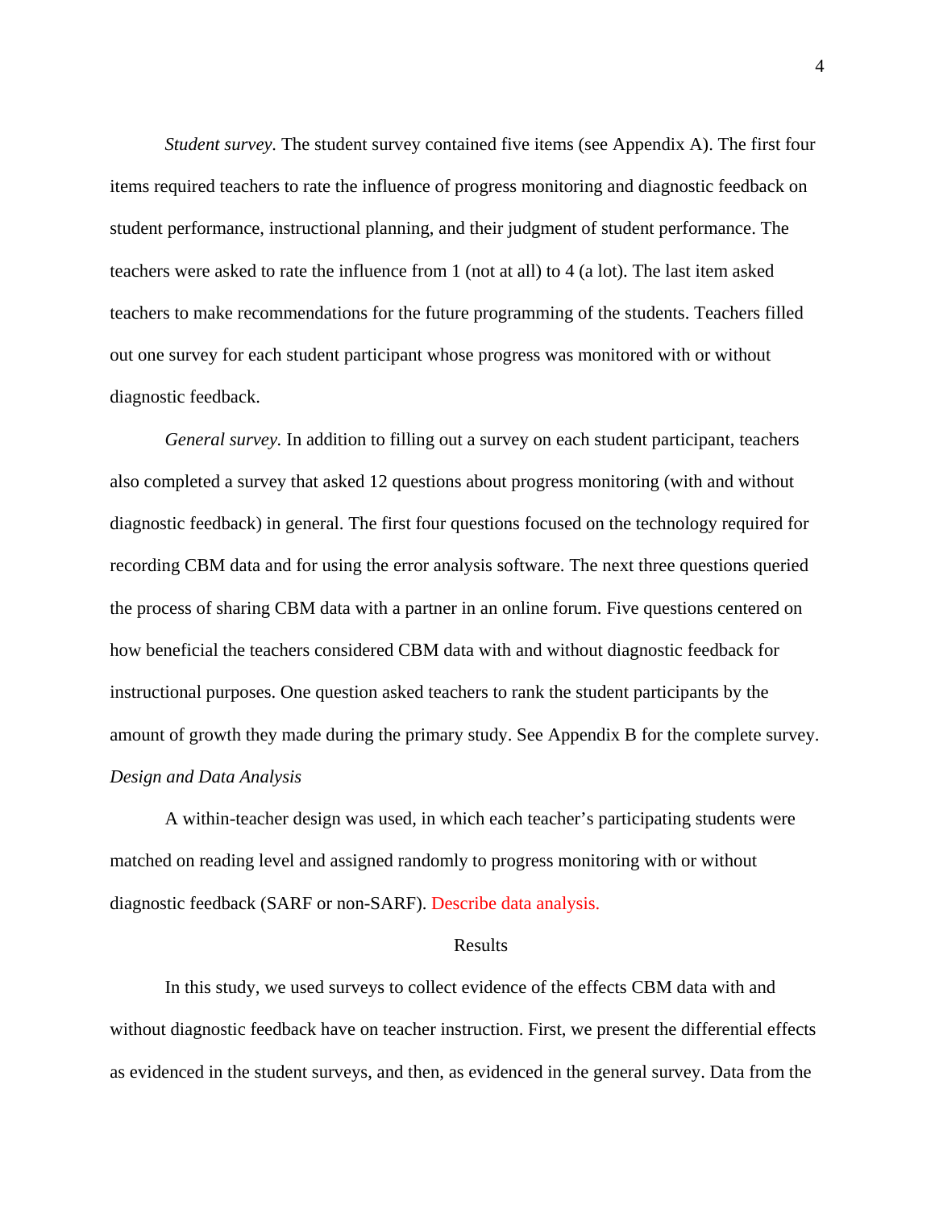*Student survey.* The student survey contained five items (see Appendix A). The first four items required teachers to rate the influence of progress monitoring and diagnostic feedback on student performance, instructional planning, and their judgment of student performance. The teachers were asked to rate the influence from 1 (not at all) to 4 (a lot). The last item asked teachers to make recommendations for the future programming of the students. Teachers filled out one survey for each student participant whose progress was monitored with or without diagnostic feedback.

*General survey.* In addition to filling out a survey on each student participant, teachers also completed a survey that asked 12 questions about progress monitoring (with and without diagnostic feedback) in general. The first four questions focused on the technology required for recording CBM data and for using the error analysis software. The next three questions queried the process of sharing CBM data with a partner in an online forum. Five questions centered on how beneficial the teachers considered CBM data with and without diagnostic feedback for instructional purposes. One question asked teachers to rank the student participants by the amount of growth they made during the primary study. See Appendix B for the complete survey.

### *Design and Data Analysis*

A within-teacher design was used, in which each teacher's participating students were matched on reading level and assigned randomly to progress monitoring with or without diagnostic feedback (SARF or non-SARF). Describe data analysis.

## Results

In this study, we used surveys to collect evidence of the effects CBM data with and without diagnostic feedback have on teacher instruction. First, we present the differential effects as evidenced in the student surveys, and then, as evidenced in the general survey. Data from the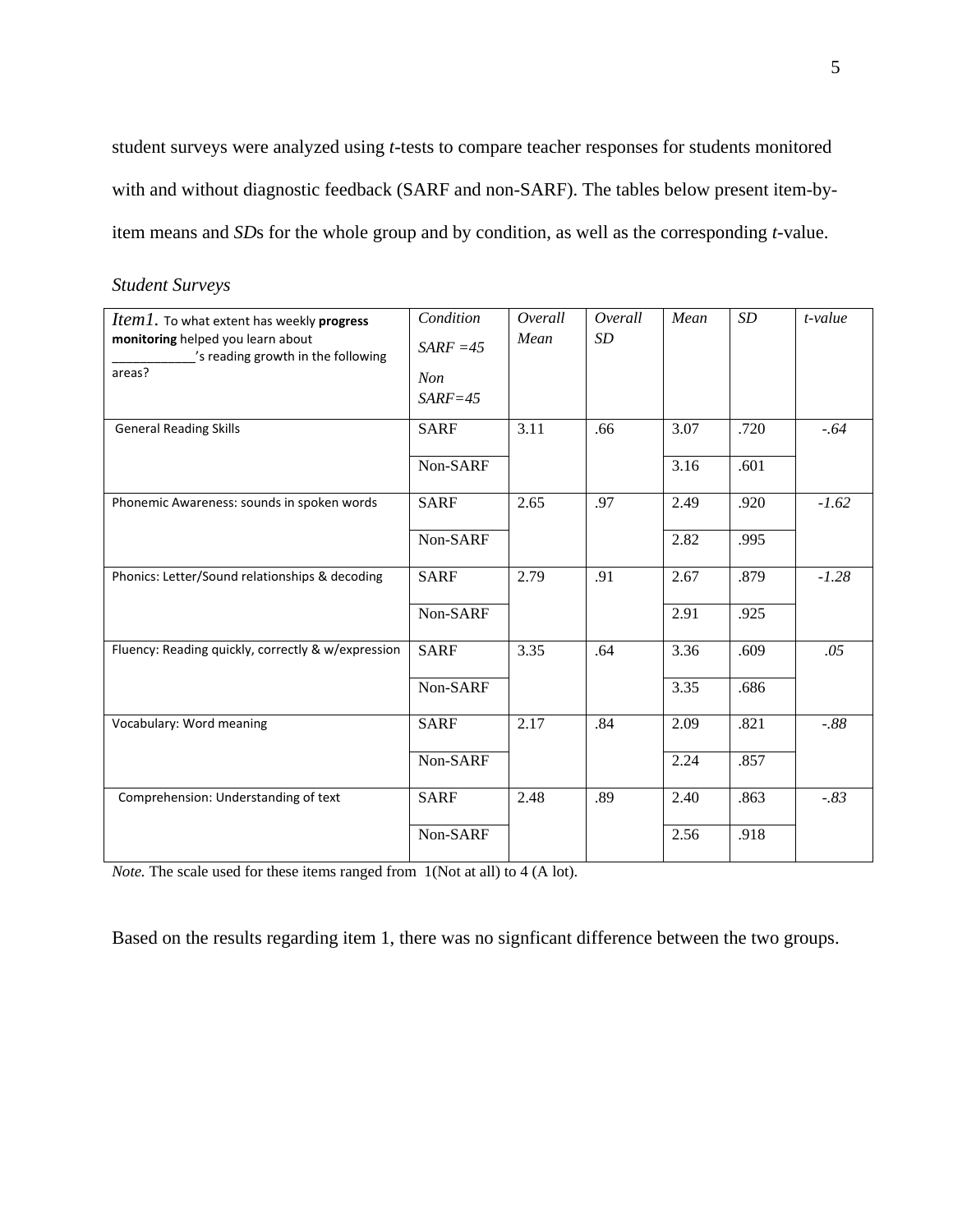student surveys were analyzed using *t*-tests to compare teacher responses for students monitored with and without diagnostic feedback (SARF and non-SARF). The tables below present item-by-item means and *SD*s for the whole group and by condition, as well as the corresponding *t*-value.

*Student Surveys*

| *Item1.* To what extent has weekly **progress monitoring** helped you learn about ___________'s reading growth in the following areas? | *Condition* *SARF =45* *Non SARF=45* | *Overall Mean* | *Overall SD* | *Mean* | *SD* | *t-value* |
|---|---|---|---|---|---|---|
| General Reading Skills | SARF | 3.11 | .66 | 3.07 | .720 | *-.64* |
| | Non-SARF | | | 3.16 | .601 | |
| Phonemic Awareness: sounds in spoken words | SARF | 2.65 | .97 | 2.49 | .920 | *-1.62* |
| | Non-SARF | | | 2.82 | .995 | |
| Phonics: Letter/Sound relationships & decoding | SARF | 2.79 | .91 | 2.67 | .879 | *-1.28* |
| | Non-SARF | | | 2.91 | .925 | |
| Fluency: Reading quickly, correctly & w/expression | SARF | 3.35 | .64 | 3.36 | .609 | *.05* |
| | Non-SARF | | | 3.35 | .686 | |
| Vocabulary: Word meaning | SARF | 2.17 | .84 | 2.09 | .821 | *-.88* |
| | Non-SARF | | | 2.24 | .857 | |
| Comprehension: Understanding of text | SARF | 2.48 | .89 | 2.40 | .863 | *-.83* |
| | Non-SARF | | | 2.56 | .918 | |

*Note.* The scale used for these items ranged from 1(Not at all) to 4 (A lot).

Based on the results regarding item 1, there was no signficant difference between the two groups.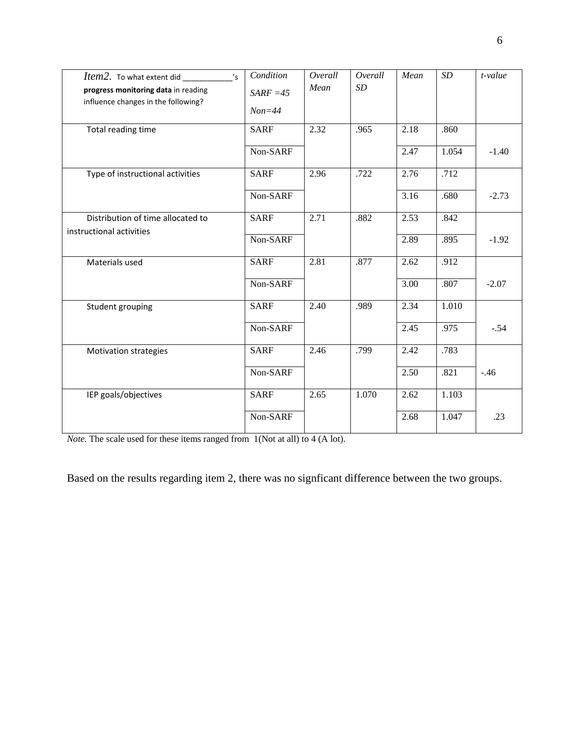| *Item2.* To what extent did ___________'s **progress monitoring data** in reading influence changes in the following? | *Condition* *SARF =45* *Non=44* | *Overall Mean* | *Overall SD* | *Mean* | *SD* | *t-value* |
|---|---|---|---|---|---|---|
| Total reading time | SARF | 2.32 | .965 | 2.18 | .860 | |
| | Non-SARF | | | 2.47 | 1.054 | -1.40 |
| Type of instructional activities | SARF | 2.96 | .722 | 2.76 | .712 | |
| | Non-SARF | | | 3.16 | .680 | -2.73 |
| Distribution of time allocated to instructional activities | SARF | 2.71 | .882 | 2.53 | .842 | |
| | Non-SARF | | | 2.89 | .895 | -1.92 |
| Materials used | SARF | 2.81 | .877 | 2.62 | .912 | |
| | Non-SARF | | | 3.00 | .807 | -2.07 |
| Student grouping | SARF | 2.40 | .989 | 2.34 | 1.010 | |
| | Non-SARF | | | 2.45 | .975 | -.54 |
| Motivation strategies | SARF | 2.46 | .799 | 2.42 | .783 | |
| | Non-SARF | | | 2.50 | .821 | -.46 |
| IEP goals/objectives | SARF | 2.65 | 1.070 | 2.62 | 1.103 | |
| | Non-SARF | | | 2.68 | 1.047 | .23 |

*Note.* The scale used for these items ranged from 1(Not at all) to 4 (A lot).

Based on the results regarding item 2, there was no signficant difference between the two groups.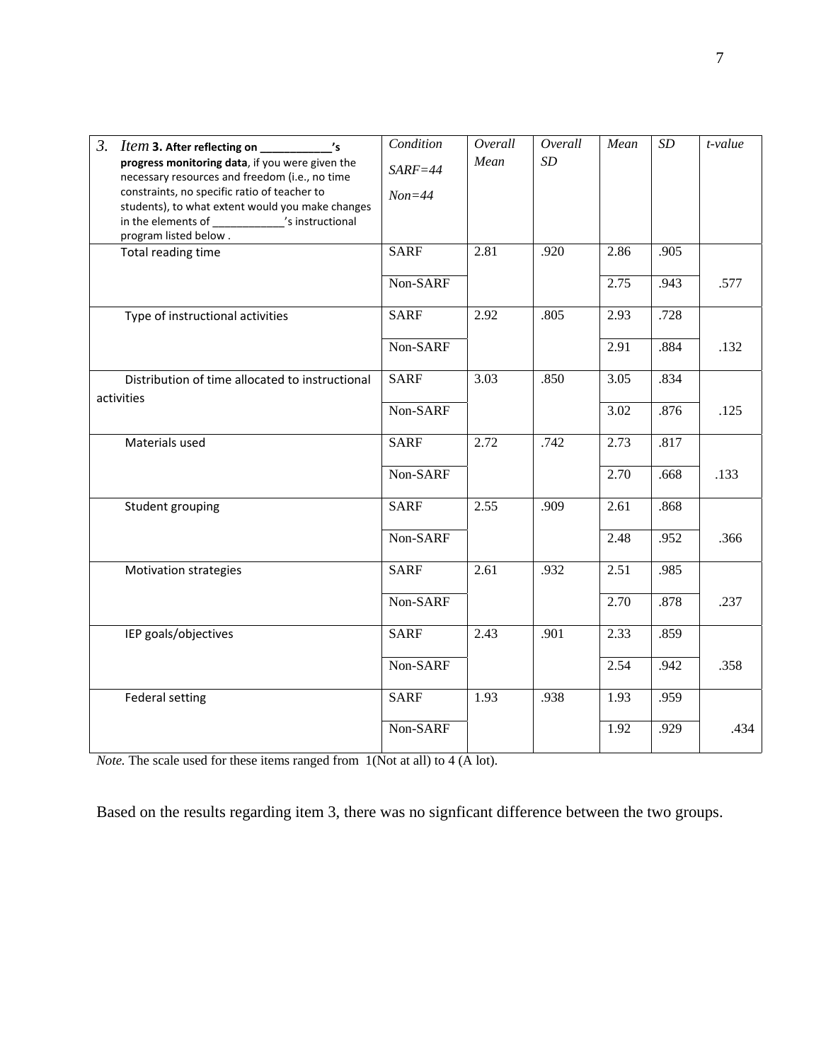| 3. *Item* **3. After reflecting on \_\_\_\_\_\_\_\_\_\_\_'s progress monitoring data**, if you were given the necessary resources and freedom (i.e., no time constraints, no specific ratio of teacher to students), to what extent would you make changes in the elements of \_\_\_\_\_\_\_\_\_\_\_\_'s instructional program listed below . | *Condition* *SARF=44* *Non=44* | *Overall Mean* | *Overall SD* | *Mean* | *SD* | *t-value* |
|---|---|---|---|---|---|---|
| Total reading time | SARF | 2.81 | .920 | 2.86 | .905 | |
| | Non-SARF | | | 2.75 | .943 | .577 |
| Type of instructional activities | SARF | 2.92 | .805 | 2.93 | .728 | |
| | Non-SARF | | | 2.91 | .884 | .132 |
| Distribution of time allocated to instructional activities | SARF | 3.03 | .850 | 3.05 | .834 | |
| | Non-SARF | | | 3.02 | .876 | .125 |
| Materials used | SARF | 2.72 | .742 | 2.73 | .817 | |
| | Non-SARF | | | 2.70 | .668 | .133 |
| Student grouping | SARF | 2.55 | .909 | 2.61 | .868 | |
| | Non-SARF | | | 2.48 | .952 | .366 |
| Motivation strategies | SARF | 2.61 | .932 | 2.51 | .985 | |
| | Non-SARF | | | 2.70 | .878 | .237 |
| IEP goals/objectives | SARF | 2.43 | .901 | 2.33 | .859 | |
| | Non-SARF | | | 2.54 | .942 | .358 |
| Federal setting | SARF | 1.93 | .938 | 1.93 | .959 | |
| | Non-SARF | | | 1.92 | .929 | .434 |

*Note.* The scale used for these items ranged from 1(Not at all) to 4 (A lot).

Based on the results regarding item 3, there was no signficant difference between the two groups.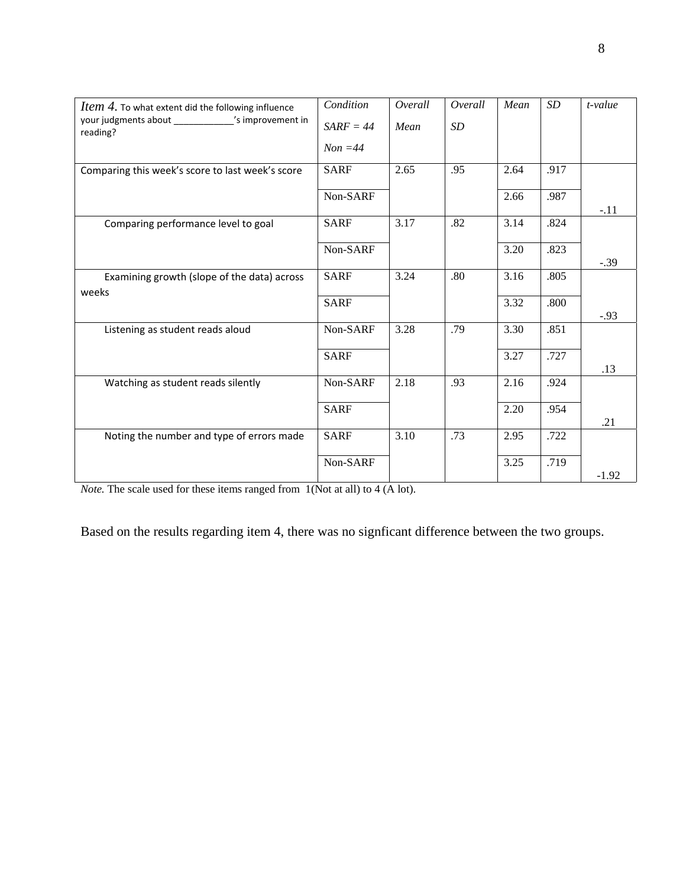| *Item 4.* To what extent did the following influence your judgments about ____________'s improvement in reading? | *Condition* *SARF = 44* *Non =44* | *Overall Mean* | *Overall SD* | *Mean* | *SD* | *t-value* |
|---|---|---|---|---|---|---|
| Comparing this week's score to last week's score | SARF | 2.65 | .95 | 2.64 | .917 | |
| | Non-SARF | | | 2.66 | .987 | -.11 |
| Comparing performance level to goal | SARF | 3.17 | .82 | 3.14 | .824 | |
| | Non-SARF | | | 3.20 | .823 | -.39 |
| Examining growth (slope of the data) across weeks | SARF | 3.24 | .80 | 3.16 | .805 | |
| | SARF | | | 3.32 | .800 | -.93 |
| Listening as student reads aloud | Non-SARF | 3.28 | .79 | 3.30 | .851 | |
| | SARF | | | 3.27 | .727 | .13 |
| Watching as student reads silently | Non-SARF | 2.18 | .93 | 2.16 | .924 | |
| | SARF | | | 2.20 | .954 | .21 |
| Noting the number and type of errors made | SARF | 3.10 | .73 | 2.95 | .722 | |
| | Non-SARF | | | 3.25 | .719 | -1.92 |

*Note.* The scale used for these items ranged from 1(Not at all) to 4 (A lot).

Based on the results regarding item 4, there was no signficant difference between the two groups.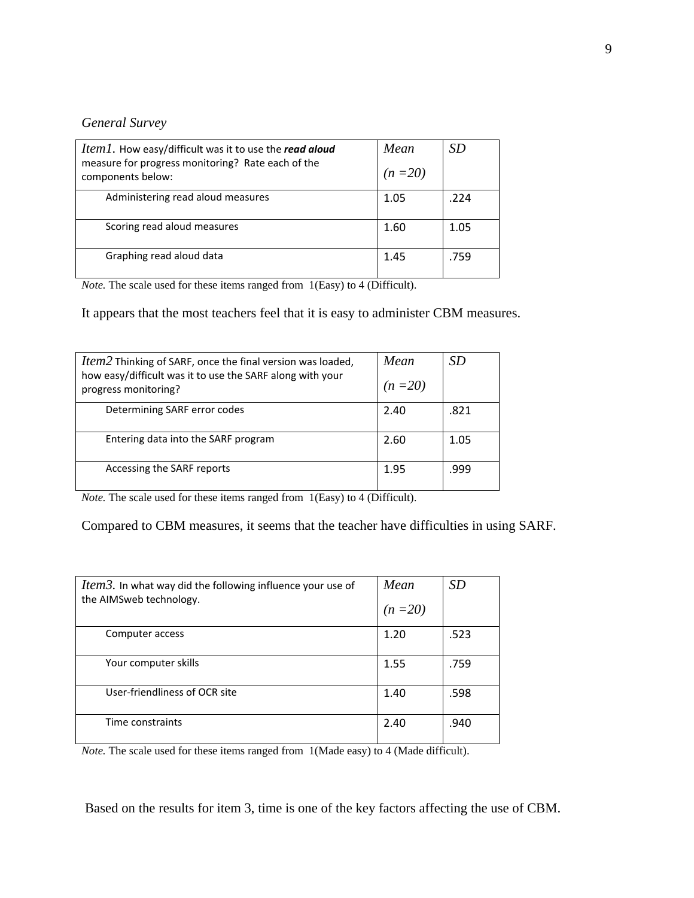*General Survey*

| *Item1.* How easy/difficult was it to use the ***read aloud*** measure for progress monitoring? Rate each of the components below: | *Mean* (*n* =*20)* | *SD* |
|---|---|---|
| Administering read aloud measures | 1.05 | .224 |
| Scoring read aloud measures | 1.60 | 1.05 |
| Graphing read aloud data | 1.45 | .759 |

*Note.* The scale used for these items ranged from 1(Easy) to 4 (Difficult).

It appears that the most teachers feel that it is easy to administer CBM measures.

| *Item2* Thinking of SARF, once the final version was loaded, how easy/difficult was it to use the SARF along with your progress monitoring? | *Mean* (*n* =*20)* | *SD* |
|---|---|---|
| Determining SARF error codes | 2.40 | .821 |
| Entering data into the SARF program | 2.60 | 1.05 |
| Accessing the SARF reports | 1.95 | .999 |

*Note.* The scale used for these items ranged from 1(Easy) to 4 (Difficult).

Compared to CBM measures, it seems that the teacher have difficulties in using SARF.

| *Item3.* In what way did the following influence your use of the AIMSweb technology. | *Mean* (*n* =*20)* | *SD* |
|---|---|---|
| Computer access | 1.20 | .523 |
| Your computer skills | 1.55 | .759 |
| User-friendliness of OCR site | 1.40 | .598 |
| Time constraints | 2.40 | .940 |

*Note.* The scale used for these items ranged from 1(Made easy) to 4 (Made difficult).

Based on the results for item 3, time is one of the key factors affecting the use of CBM.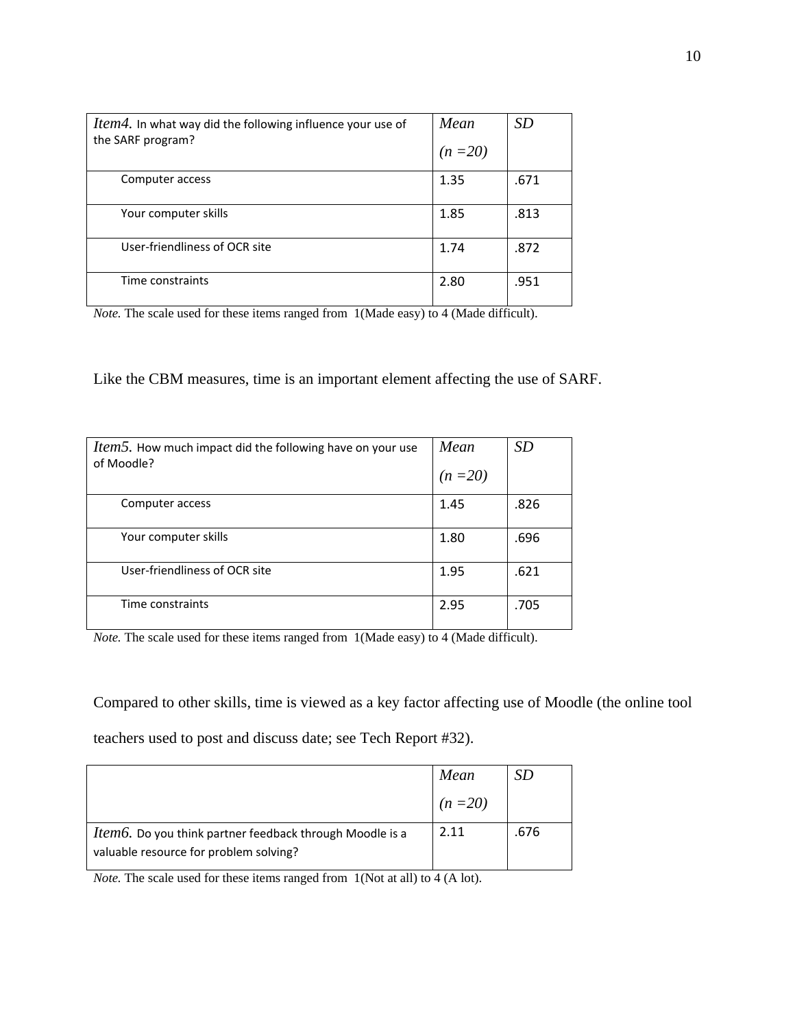| *Item4.* In what way did the following influence your use of the SARF program? | *Mean* *(n =20)* | *SD* |
| --- | --- | --- |
| Computer access | 1.35 | .671 |
| Your computer skills | 1.85 | .813 |
| User-friendliness of OCR site | 1.74 | .872 |
| Time constraints | 2.80 | .951 |

*Note.* The scale used for these items ranged from 1(Made easy) to 4 (Made difficult).

Like the CBM measures, time is an important element affecting the use of SARF.

| *Item5.* How much impact did the following have on your use of Moodle? | *Mean* *(n =20)* | *SD* |
| --- | --- | --- |
| Computer access | 1.45 | .826 |
| Your computer skills | 1.80 | .696 |
| User-friendliness of OCR site | 1.95 | .621 |
| Time constraints | 2.95 | .705 |

*Note.* The scale used for these items ranged from 1(Made easy) to 4 (Made difficult).

Compared to other skills, time is viewed as a key factor affecting use of Moodle (the online tool teachers used to post and discuss date; see Tech Report #32).

| | *Mean* *(n =20)* | *SD* |
| --- | --- | --- |
| *Item6.* Do you think partner feedback through Moodle is a valuable resource for problem solving? | 2.11 | .676 |

*Note.* The scale used for these items ranged from 1(Not at all) to 4 (A lot).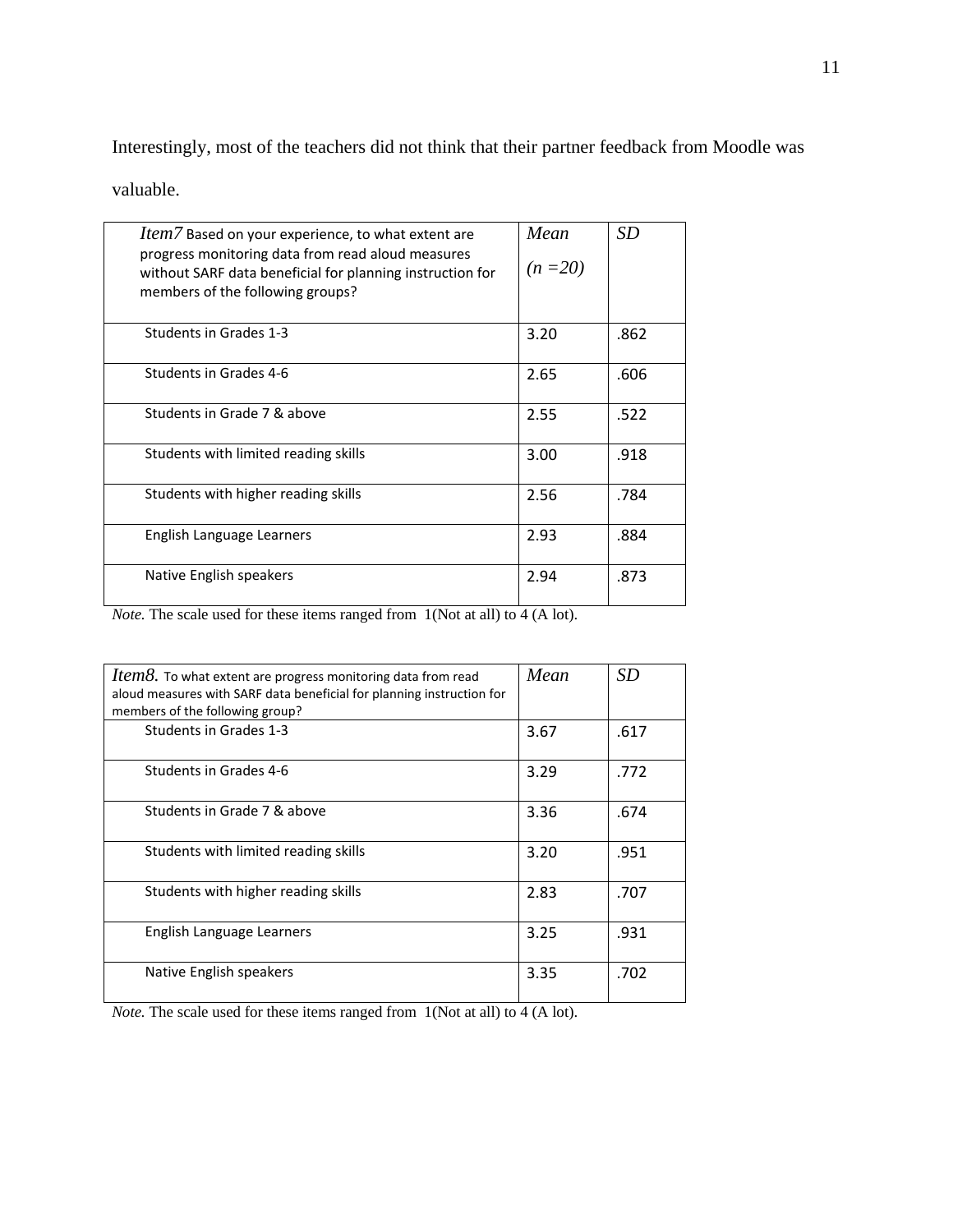Interestingly, most of the teachers did not think that their partner feedback from Moodle was valuable.

| *Item7* Based on your experience, to what extent are progress monitoring data from read aloud measures without SARF data beneficial for planning instruction for members of the following groups? | *Mean* *(n =20)* | *SD* |
|---|---|---|
| Students in Grades 1-3 | 3.20 | .862 |
| Students in Grades 4-6 | 2.65 | .606 |
| Students in Grade 7 & above | 2.55 | .522 |
| Students with limited reading skills | 3.00 | .918 |
| Students with higher reading skills | 2.56 | .784 |
| English Language Learners | 2.93 | .884 |
| Native English speakers | 2.94 | .873 |

*Note.* The scale used for these items ranged from 1(Not at all) to 4 (A lot).

| *Item8.* To what extent are progress monitoring data from read aloud measures with SARF data beneficial for planning instruction for members of the following group? | *Mean* | *SD* |
|---|---|---|
| Students in Grades 1-3 | 3.67 | .617 |
| Students in Grades 4-6 | 3.29 | .772 |
| Students in Grade 7 & above | 3.36 | .674 |
| Students with limited reading skills | 3.20 | .951 |
| Students with higher reading skills | 2.83 | .707 |
| English Language Learners | 3.25 | .931 |
| Native English speakers | 3.35 | .702 |

*Note.* The scale used for these items ranged from 1(Not at all) to 4 (A lot).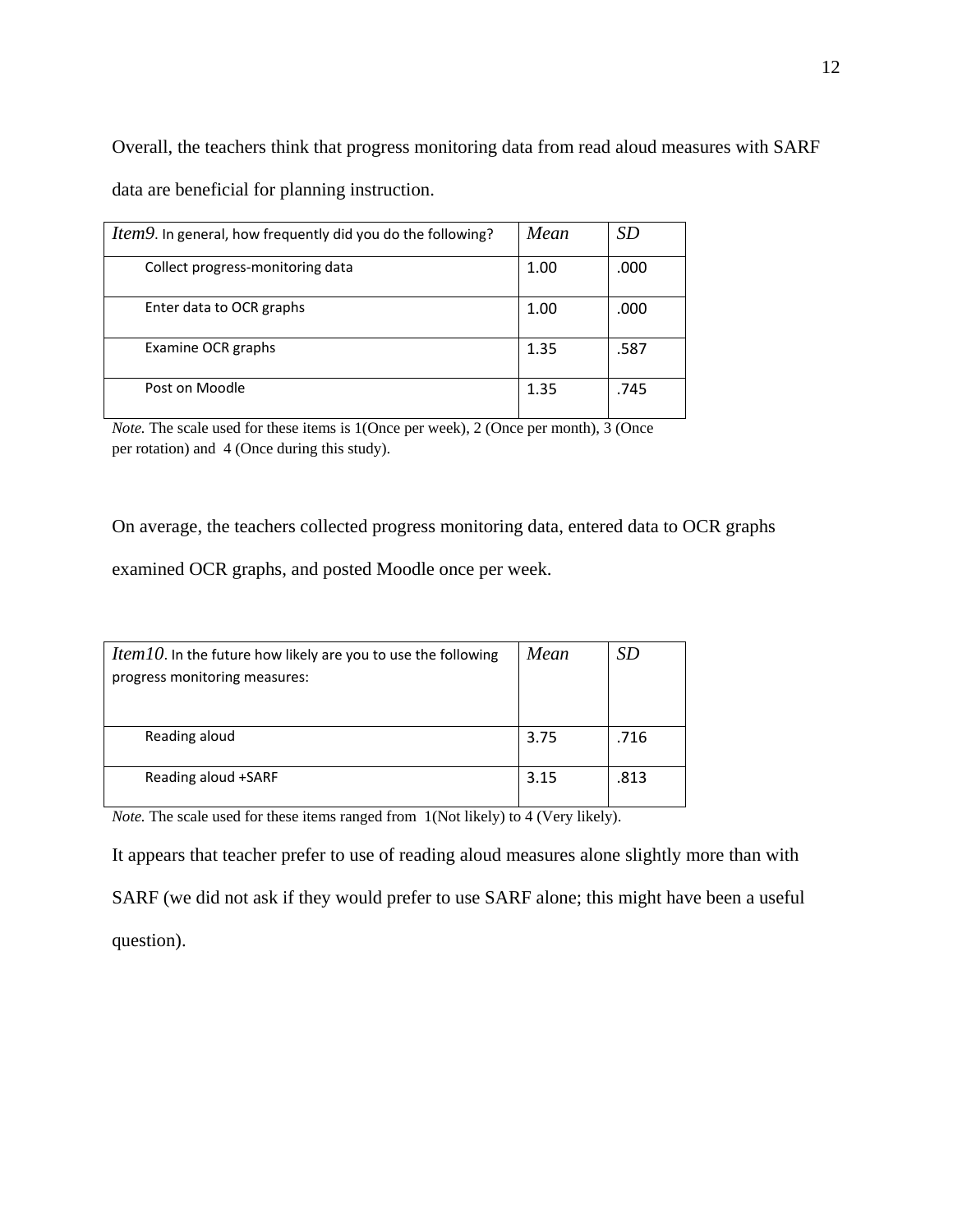Overall, the teachers think that progress monitoring data from read aloud measures with SARF data are beneficial for planning instruction.

| *Item9*. In general, how frequently did you do the following? | *Mean* | *SD* |
|---|---|---|
| Collect progress-monitoring data | 1.00 | .000 |
| Enter data to OCR graphs | 1.00 | .000 |
| Examine OCR graphs | 1.35 | .587 |
| Post on Moodle | 1.35 | .745 |

*Note.* The scale used for these items is 1(Once per week), 2 (Once per month), 3 (Once per rotation) and 4 (Once during this study).

On average, the teachers collected progress monitoring data, entered data to OCR graphs examined OCR graphs, and posted Moodle once per week.

| *Item10*. In the future how likely are you to use the following progress monitoring measures: | *Mean* | *SD* |
|---|---|---|
| Reading aloud | 3.75 | .716 |
| Reading aloud +SARF | 3.15 | .813 |

*Note.* The scale used for these items ranged from 1(Not likely) to 4 (Very likely).

It appears that teacher prefer to use of reading aloud measures alone slightly more than with SARF (we did not ask if they would prefer to use SARF alone; this might have been a useful question).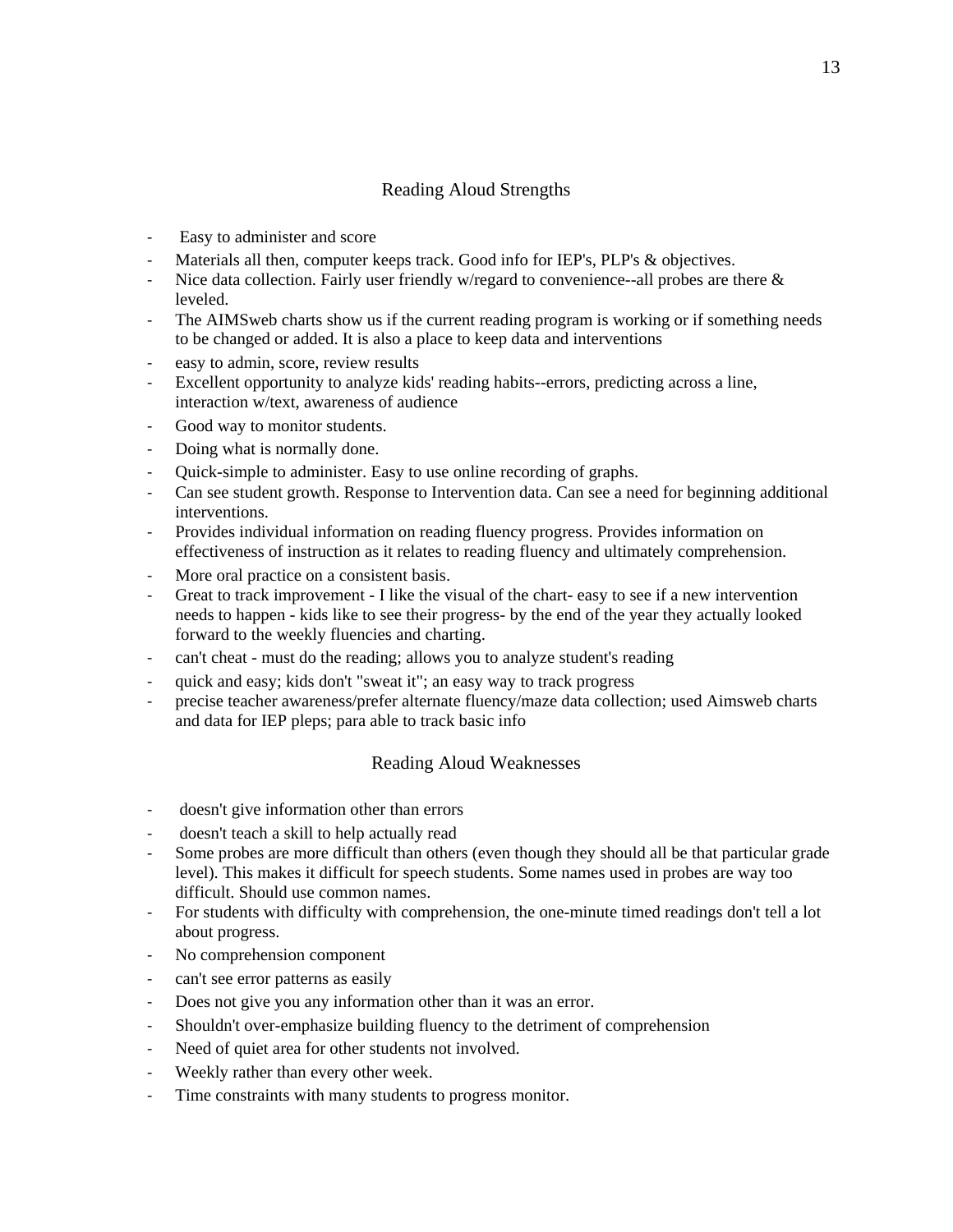## Reading Aloud Strengths

- Easy to administer and score
- Materials all then, computer keeps track. Good info for IEP's, PLP's & objectives.
- Nice data collection. Fairly user friendly w/regard to convenience--all probes are there & leveled.
- The AIMSweb charts show us if the current reading program is working or if something needs to be changed or added. It is also a place to keep data and interventions
- easy to admin, score, review results
- Excellent opportunity to analyze kids' reading habits--errors, predicting across a line, interaction w/text, awareness of audience
- Good way to monitor students.
- Doing what is normally done.
- Quick-simple to administer. Easy to use online recording of graphs.
- Can see student growth. Response to Intervention data. Can see a need for beginning additional interventions.
- Provides individual information on reading fluency progress. Provides information on effectiveness of instruction as it relates to reading fluency and ultimately comprehension.
- More oral practice on a consistent basis.
- Great to track improvement - I like the visual of the chart- easy to see if a new intervention needs to happen - kids like to see their progress- by the end of the year they actually looked forward to the weekly fluencies and charting.
- can't cheat - must do the reading; allows you to analyze student's reading
- quick and easy; kids don't "sweat it"; an easy way to track progress
- precise teacher awareness/prefer alternate fluency/maze data collection; used Aimsweb charts and data for IEP pleps; para able to track basic info

## Reading Aloud Weaknesses

- doesn't give information other than errors
- doesn't teach a skill to help actually read
- Some probes are more difficult than others (even though they should all be that particular grade level). This makes it difficult for speech students. Some names used in probes are way too difficult. Should use common names.
- For students with difficulty with comprehension, the one-minute timed readings don't tell a lot about progress.
- No comprehension component
- can't see error patterns as easily
- Does not give you any information other than it was an error.
- Shouldn't over-emphasize building fluency to the detriment of comprehension
- Need of quiet area for other students not involved.
- Weekly rather than every other week.
- Time constraints with many students to progress monitor.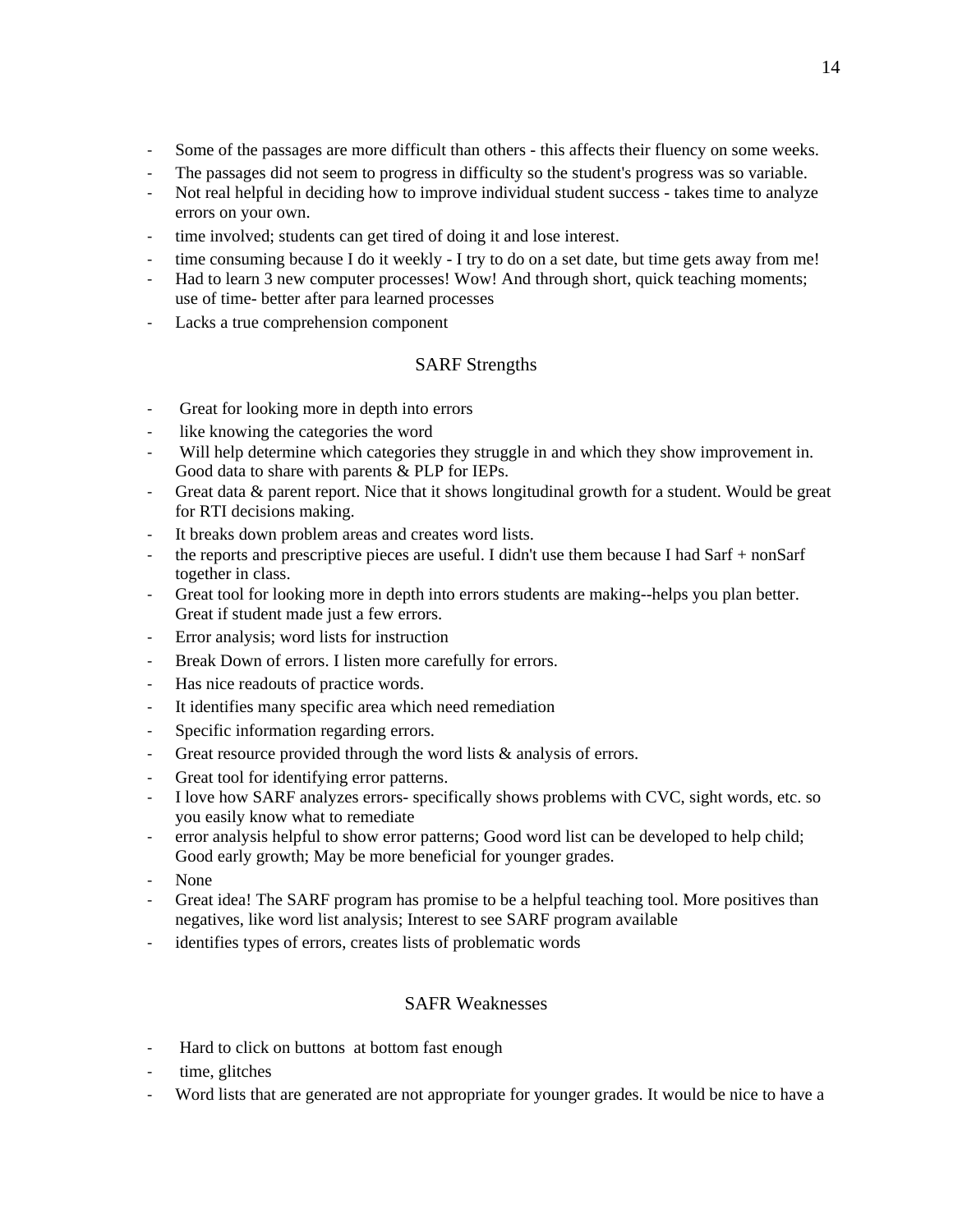- Some of the passages are more difficult than others - this affects their fluency on some weeks.
- The passages did not seem to progress in difficulty so the student's progress was so variable.
- Not real helpful in deciding how to improve individual student success - takes time to analyze errors on your own.
- time involved; students can get tired of doing it and lose interest.
- time consuming because I do it weekly - I try to do on a set date, but time gets away from me!
- Had to learn 3 new computer processes! Wow! And through short, quick teaching moments; use of time- better after para learned processes
- Lacks a true comprehension component

## SARF Strengths

- Great for looking more in depth into errors
- like knowing the categories the word
- Will help determine which categories they struggle in and which they show improvement in. Good data to share with parents & PLP for IEPs.
- Great data & parent report. Nice that it shows longitudinal growth for a student. Would be great for RTI decisions making.
- It breaks down problem areas and creates word lists.
- the reports and prescriptive pieces are useful. I didn't use them because I had Sarf + nonSarf together in class.
- Great tool for looking more in depth into errors students are making--helps you plan better. Great if student made just a few errors.
- Error analysis; word lists for instruction
- Break Down of errors. I listen more carefully for errors.
- Has nice readouts of practice words.
- It identifies many specific area which need remediation
- Specific information regarding errors.
- Great resource provided through the word lists & analysis of errors.
- Great tool for identifying error patterns.
- I love how SARF analyzes errors- specifically shows problems with CVC, sight words, etc. so you easily know what to remediate
- error analysis helpful to show error patterns; Good word list can be developed to help child; Good early growth; May be more beneficial for younger grades.
- None
- Great idea! The SARF program has promise to be a helpful teaching tool. More positives than negatives, like word list analysis; Interest to see SARF program available
- identifies types of errors, creates lists of problematic words

## SAFR Weaknesses

- Hard to click on buttons at bottom fast enough
- time, glitches
- Word lists that are generated are not appropriate for younger grades. It would be nice to have a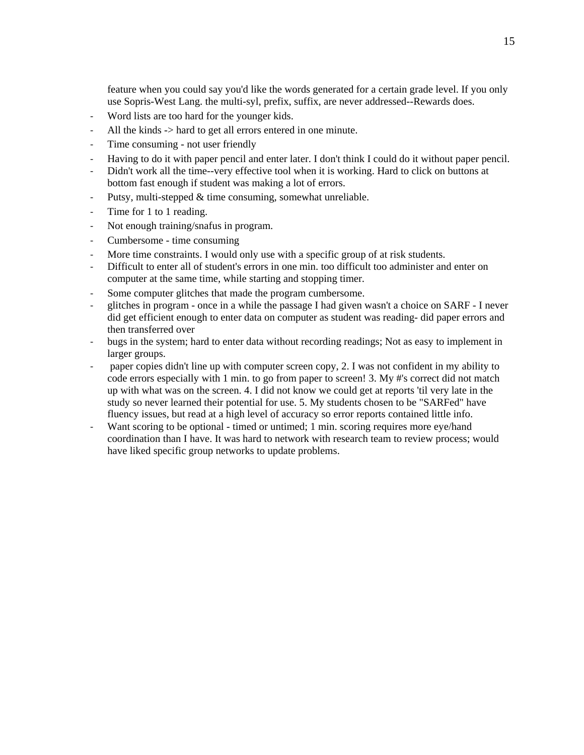feature when you could say you'd like the words generated for a certain grade level. If you only use Sopris-West Lang. the multi-syl, prefix, suffix, are never addressed--Rewards does.

- Word lists are too hard for the younger kids.
- All the kinds -> hard to get all errors entered in one minute.
- Time consuming - not user friendly
- Having to do it with paper pencil and enter later. I don't think I could do it without paper pencil.
- Didn't work all the time--very effective tool when it is working. Hard to click on buttons at bottom fast enough if student was making a lot of errors.
- Putsy, multi-stepped & time consuming, somewhat unreliable.
- Time for 1 to 1 reading.
- Not enough training/snafus in program.
- Cumbersome - time consuming
- More time constraints. I would only use with a specific group of at risk students.
- Difficult to enter all of student's errors in one min. too difficult too administer and enter on computer at the same time, while starting and stopping timer.
- Some computer glitches that made the program cumbersome.
- glitches in program - once in a while the passage I had given wasn't a choice on SARF - I never did get efficient enough to enter data on computer as student was reading- did paper errors and then transferred over
- bugs in the system; hard to enter data without recording readings; Not as easy to implement in larger groups.
- paper copies didn't line up with computer screen copy, 2. I was not confident in my ability to code errors especially with 1 min. to go from paper to screen! 3. My #'s correct did not match up with what was on the screen. 4. I did not know we could get at reports 'til very late in the study so never learned their potential for use. 5. My students chosen to be "SARFed" have fluency issues, but read at a high level of accuracy so error reports contained little info.
- Want scoring to be optional - timed or untimed; 1 min. scoring requires more eye/hand coordination than I have. It was hard to network with research team to review process; would have liked specific group networks to update problems.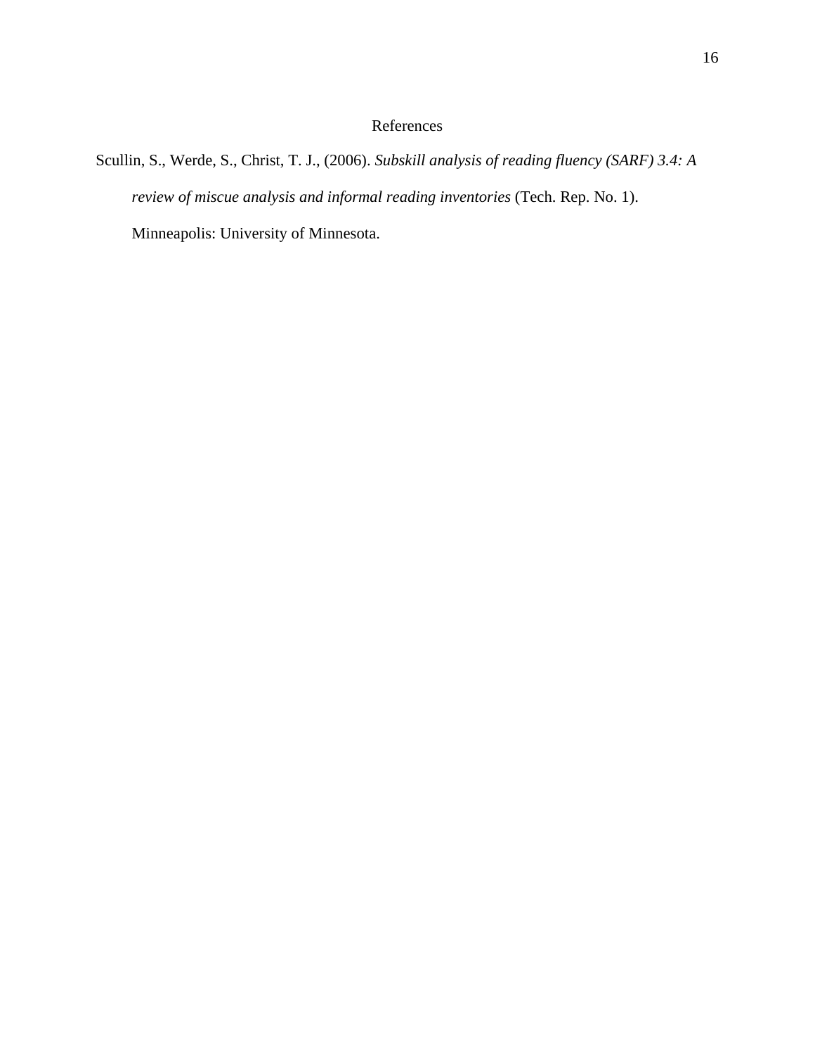# References

Scullin, S., Werde, S., Christ, T. J., (2006). *Subskill analysis of reading fluency (SARF) 3.4: A review of miscue analysis and informal reading inventories* (Tech. Rep. No. 1). Minneapolis: University of Minnesota.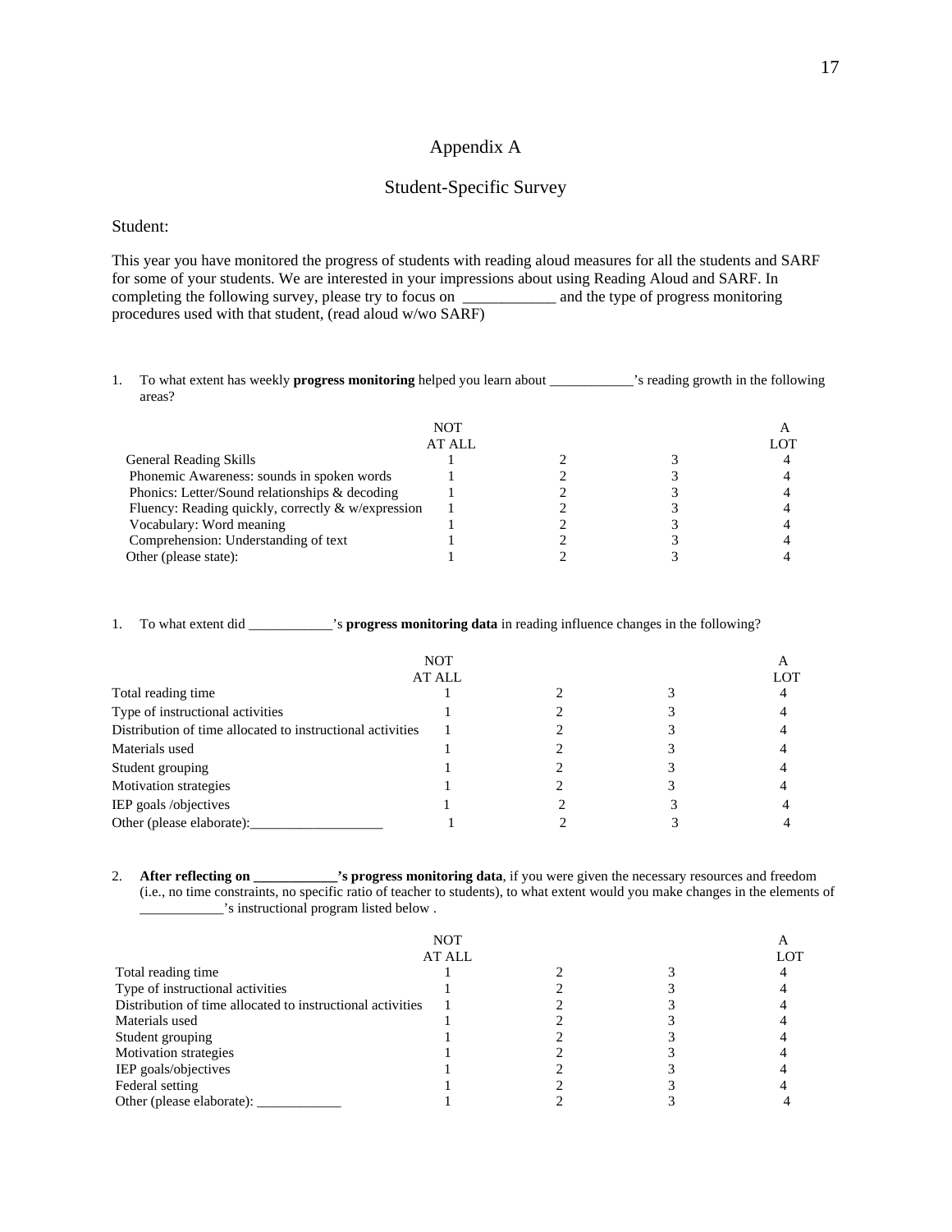# Appendix A

## Student-Specific Survey

Student:

This year you have monitored the progress of students with reading aloud measures for all the students and SARF for some of your students. We are interested in your impressions about using Reading Aloud and SARF. In completing the following survey, please try to focus on ____________ and the type of progress monitoring procedures used with that student, (read aloud w/wo SARF)

1. To what extent has weekly **progress monitoring** helped you learn about ____________'s reading growth in the following areas?

| | NOT AT ALL | | | A LOT |
|---|---|---|---|---|
| General Reading Skills | 1 | 2 | 3 | 4 |
| Phonemic Awareness: sounds in spoken words | 1 | 2 | 3 | 4 |
| Phonics: Letter/Sound relationships & decoding | 1 | 2 | 3 | 4 |
| Fluency: Reading quickly, correctly & w/expression | 1 | 2 | 3 | 4 |
| Vocabulary: Word meaning | 1 | 2 | 3 | 4 |
| Comprehension: Understanding of text | 1 | 2 | 3 | 4 |
| Other (please state): | 1 | 2 | 3 | 4 |

1. To what extent did ____________'s **progress monitoring data** in reading influence changes in the following?

| | NOT AT ALL | | | A LOT |
|---|---|---|---|---|
| Total reading time | 1 | 2 | 3 | 4 |
| Type of instructional activities | 1 | 2 | 3 | 4 |
| Distribution of time allocated to instructional activities | 1 | 2 | 3 | 4 |
| Materials used | 1 | 2 | 3 | 4 |
| Student grouping | 1 | 2 | 3 | 4 |
| Motivation strategies | 1 | 2 | 3 | 4 |
| IEP goals /objectives | 1 | 2 | 3 | 4 |
| Other (please elaborate):___________________ | 1 | 2 | 3 | 4 |

2. **After reflecting on ____________'s progress monitoring data**, if you were given the necessary resources and freedom (i.e., no time constraints, no specific ratio of teacher to students), to what extent would you make changes in the elements of ____________'s instructional program listed below .

| | NOT AT ALL | | | A LOT |
|---|---|---|---|---|
| Total reading time | 1 | 2 | 3 | 4 |
| Type of instructional activities | 1 | 2 | 3 | 4 |
| Distribution of time allocated to instructional activities | 1 | 2 | 3 | 4 |
| Materials used | 1 | 2 | 3 | 4 |
| Student grouping | 1 | 2 | 3 | 4 |
| Motivation strategies | 1 | 2 | 3 | 4 |
| IEP goals/objectives | 1 | 2 | 3 | 4 |
| Federal setting | 1 | 2 | 3 | 4 |
| Other (please elaborate): ____________ | 1 | 2 | 3 | 4 |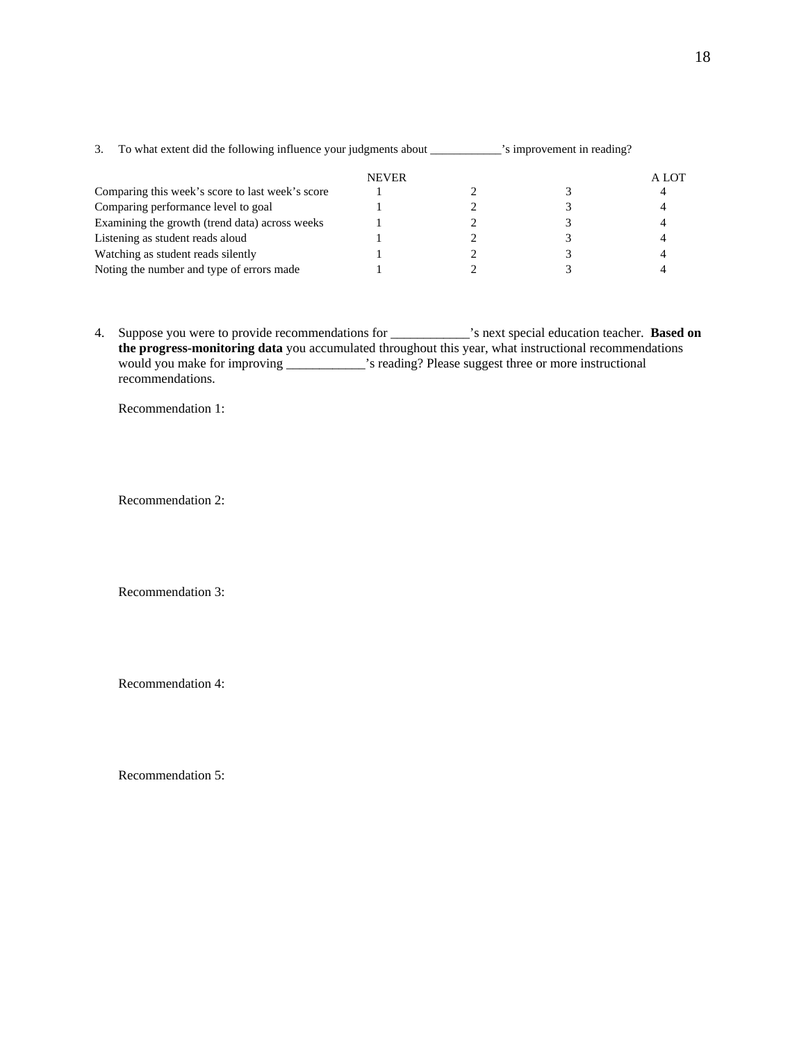3. To what extent did the following influence your judgments about ____________'s improvement in reading?

| | NEVER | | | A LOT |
|---|---|---|---|---|
| Comparing this week's score to last week's score | 1 | 2 | 3 | 4 |
| Comparing performance level to goal | 1 | 2 | 3 | 4 |
| Examining the growth (trend data) across weeks | 1 | 2 | 3 | 4 |
| Listening as student reads aloud | 1 | 2 | 3 | 4 |
| Watching as student reads silently | 1 | 2 | 3 | 4 |
| Noting the number and type of errors made | 1 | 2 | 3 | 4 |

4. Suppose you were to provide recommendations for ____________'s next special education teacher. **Based on the progress-monitoring data** you accumulated throughout this year, what instructional recommendations would you make for improving ____________'s reading? Please suggest three or more instructional recommendations.

   Recommendation 1:

   Recommendation 2:

   Recommendation 3:

   Recommendation 4:

   Recommendation 5: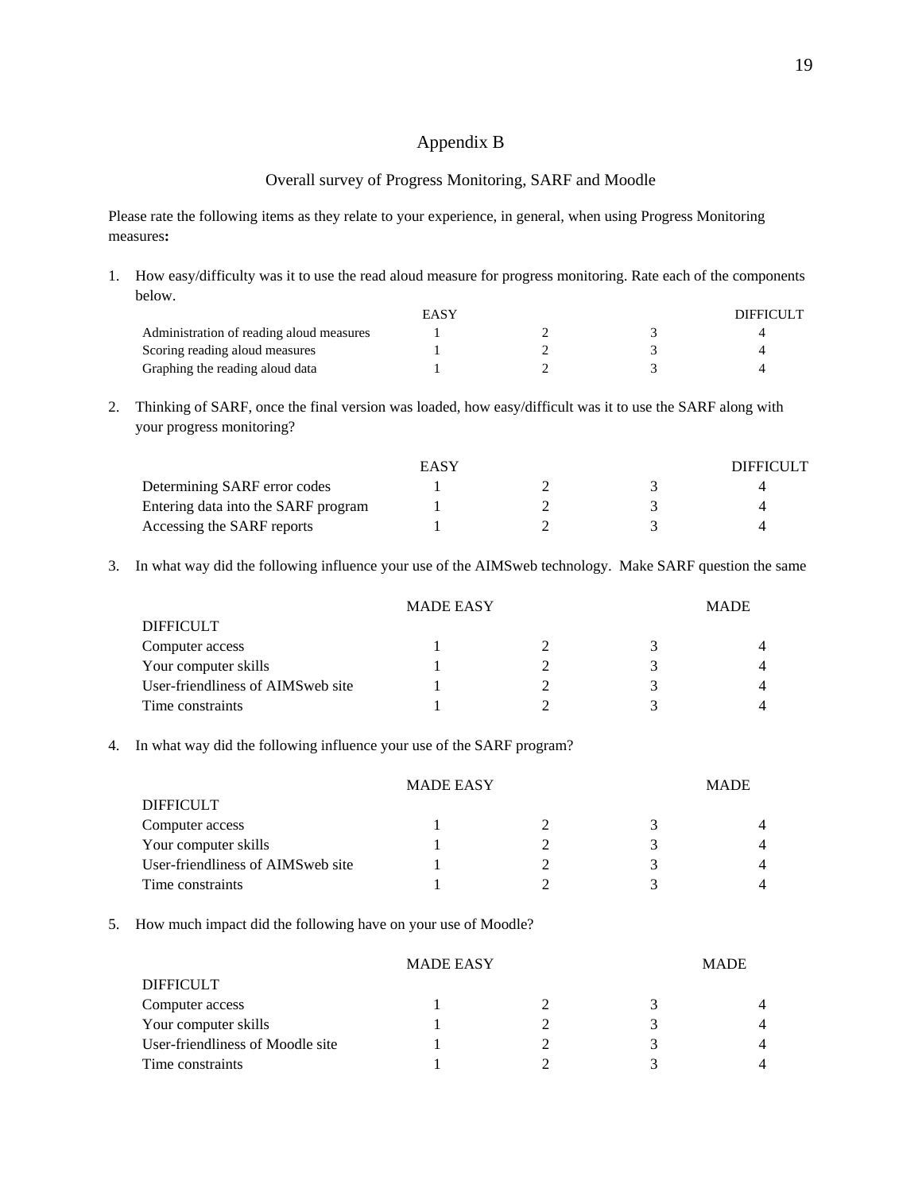# Appendix B

## Overall survey of Progress Monitoring, SARF and Moodle

Please rate the following items as they relate to your experience, in general, when using Progress Monitoring measures**:**

1. How easy/difficulty was it to use the read aloud measure for progress monitoring. Rate each of the components below.

| | EASY | | | DIFFICULT |
|---|---|---|---|---|
| Administration of reading aloud measures | 1 | 2 | 3 | 4 |
| Scoring reading aloud measures | 1 | 2 | 3 | 4 |
| Graphing the reading aloud data | 1 | 2 | 3 | 4 |

2. Thinking of SARF, once the final version was loaded, how easy/difficult was it to use the SARF along with your progress monitoring?

| | EASY | | | DIFFICULT |
|---|---|---|---|---|
| Determining SARF error codes | 1 | 2 | 3 | 4 |
| Entering data into the SARF program | 1 | 2 | 3 | 4 |
| Accessing the SARF reports | 1 | 2 | 3 | 4 |

3. In what way did the following influence your use of the AIMSweb technology. Make SARF question the same

| | MADE EASY | | | MADE DIFFICULT |
|---|---|---|---|---|
| Computer access | 1 | 2 | 3 | 4 |
| Your computer skills | 1 | 2 | 3 | 4 |
| User-friendliness of AIMSweb site | 1 | 2 | 3 | 4 |
| Time constraints | 1 | 2 | 3 | 4 |

4. In what way did the following influence your use of the SARF program?

| | MADE EASY | | | MADE DIFFICULT |
|---|---|---|---|---|
| Computer access | 1 | 2 | 3 | 4 |
| Your computer skills | 1 | 2 | 3 | 4 |
| User-friendliness of AIMSweb site | 1 | 2 | 3 | 4 |
| Time constraints | 1 | 2 | 3 | 4 |

5. How much impact did the following have on your use of Moodle?

| | MADE EASY | | | MADE DIFFICULT |
|---|---|---|---|---|
| Computer access | 1 | 2 | 3 | 4 |
| Your computer skills | 1 | 2 | 3 | 4 |
| User-friendliness of Moodle site | 1 | 2 | 3 | 4 |
| Time constraints | 1 | 2 | 3 | 4 |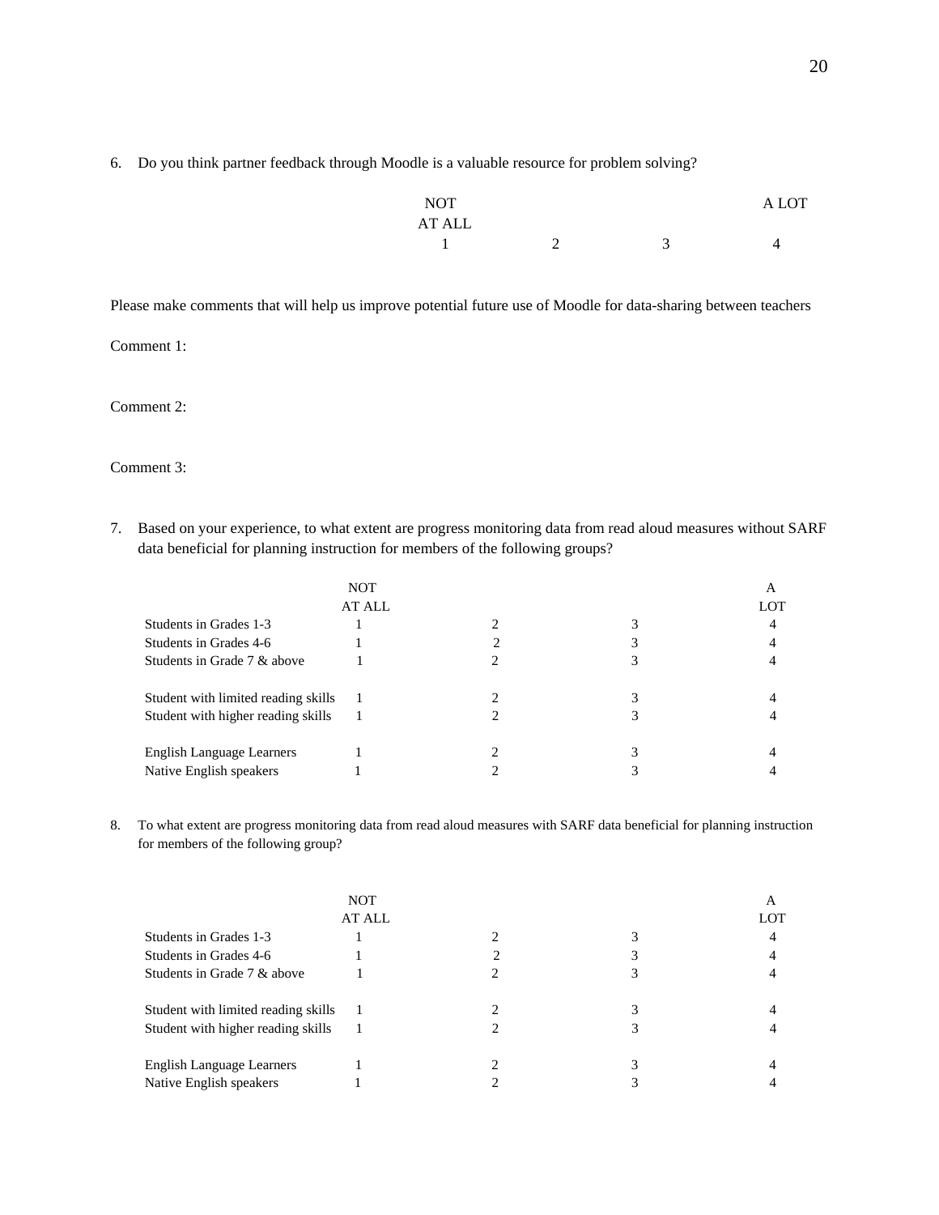6. Do you think partner feedback through Moodle is a valuable resource for problem solving?

| NOT AT ALL | | | A LOT |
|---|---|---|---|
| 1 | 2 | 3 | 4 |

Please make comments that will help us improve potential future use of Moodle for data-sharing between teachers

Comment 1:

Comment 2:

Comment 3:

7. Based on your experience, to what extent are progress monitoring data from read aloud measures without SARF data beneficial for planning instruction for members of the following groups?

| | NOT AT ALL | | | A LOT |
|---|---|---|---|---|
| Students in Grades 1-3 | 1 | 2 | 3 | 4 |
| Students in Grades 4-6 | 1 | 2 | 3 | 4 |
| Students in Grade 7 & above | 1 | 2 | 3 | 4 |
| | | | | |
| Student with limited reading skills | 1 | 2 | 3 | 4 |
| Student with higher reading skills | 1 | 2 | 3 | 4 |
| | | | | |
| English Language Learners | 1 | 2 | 3 | 4 |
| Native English speakers | 1 | 2 | 3 | 4 |

8. To what extent are progress monitoring data from read aloud measures with SARF data beneficial for planning instruction for members of the following group?

| | NOT AT ALL | | | A LOT |
|---|---|---|---|---|
| Students in Grades 1-3 | 1 | 2 | 3 | 4 |
| Students in Grades 4-6 | 1 | 2 | 3 | 4 |
| Students in Grade 7 & above | 1 | 2 | 3 | 4 |
| | | | | |
| Student with limited reading skills | 1 | 2 | 3 | 4 |
| Student with higher reading skills | 1 | 2 | 3 | 4 |
| | | | | |
| English Language Learners | 1 | 2 | 3 | 4 |
| Native English speakers | 1 | 2 | 3 | 4 |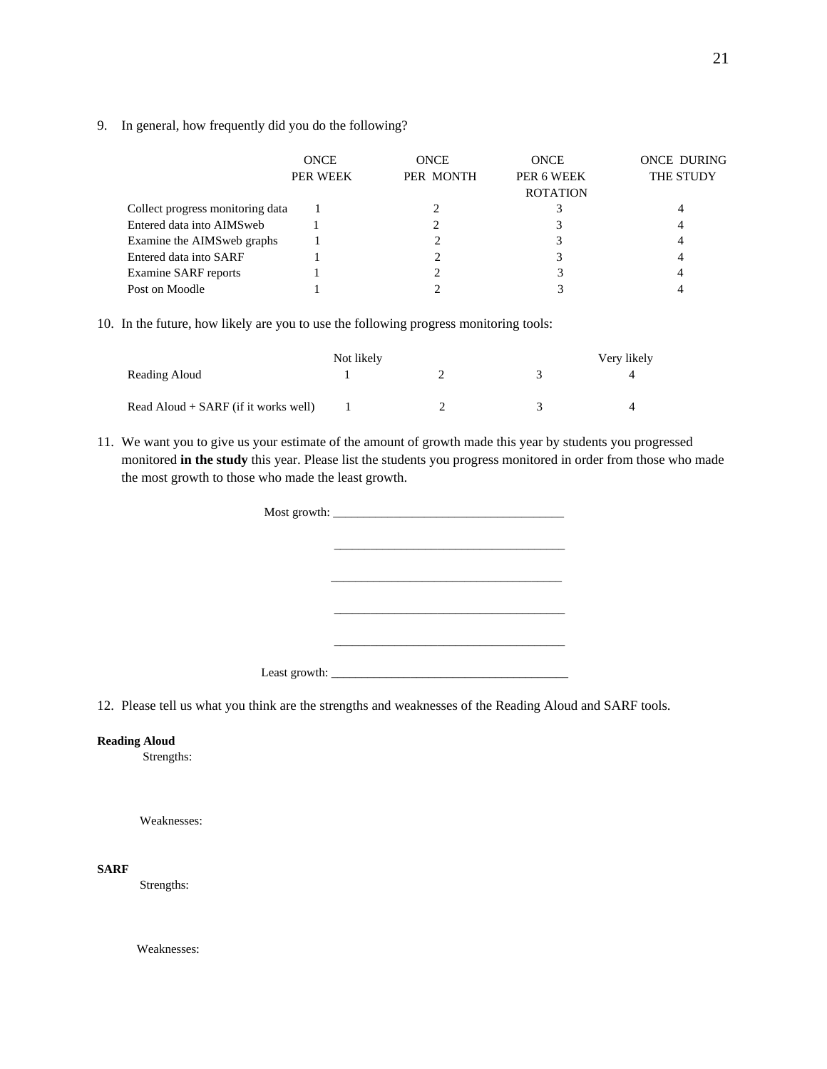9. In general, how frequently did you do the following?

| | ONCE PER WEEK | ONCE PER MONTH | ONCE PER 6 WEEK ROTATION | ONCE DURING THE STUDY |
|---|---|---|---|---|
| Collect progress monitoring data | 1 | 2 | 3 | 4 |
| Entered data into AIMSweb | 1 | 2 | 3 | 4 |
| Examine the AIMSweb graphs | 1 | 2 | 3 | 4 |
| Entered data into SARF | 1 | 2 | 3 | 4 |
| Examine SARF reports | 1 | 2 | 3 | 4 |
| Post on Moodle | 1 | 2 | 3 | 4 |

10. In the future, how likely are you to use the following progress monitoring tools:

| | Not likely | | | Very likely |
|---|---|---|---|---|
| Reading Aloud | 1 | 2 | 3 | 4 |
| Read Aloud + SARF (if it works well) | 1 | 2 | 3 | 4 |

11. We want you to give us your estimate of the amount of growth made this year by students you progressed monitored **in the study** this year. Please list the students you progress monitored in order from those who made the most growth to those who made the least growth.

Most growth: ____________________________________

____________________________________

____________________________________

____________________________________

____________________________________

Least growth: ____________________________________

12. Please tell us what you think are the strengths and weaknesses of the Reading Aloud and SARF tools.

**Reading Aloud**

Strengths:

Weaknesses:

**SARF**

Strengths:

Weaknesses: